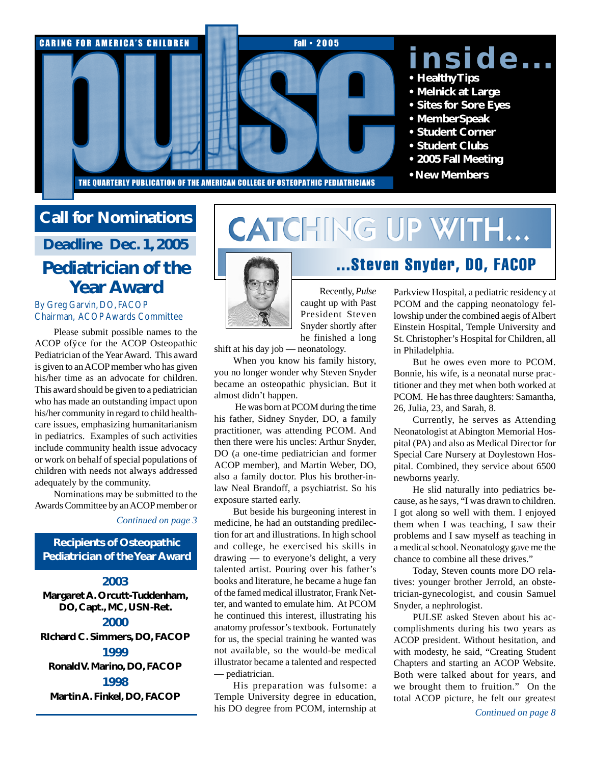# pulse

CARING FOR AMERICA'S CHILDREN — Fall • 2005

THE QUARTERLY PUBLICATION OF THE AMERICAN COLLEGE OF OSTEOPATHIC PEDIATRICIANS

## inside...

- HealthyTips
- Melnick at Large
- Sites for Sore Eyes
- MemberSpeak
- Student Corner
- Student Clubs
- 2005 Fall Meeting
- New Members

## Call for Nominations

### Deadline Dec. 1, 2005

## Pediatrician of the Year Award

By Greg Garvin, DO, FACOP
Chairman, ACOP Awards Committee

Please submit possible names to the ACOP ofÿce for the ACOP Osteopathic Pediatrician of the Year Award. This award is given to an ACOP member who has given his/her time as an advocate for children. This award should be given to a pediatrician who has made an outstanding impact upon his/her community in regard to child healthcare issues, emphasizing humanitarianism in pediatrics. Examples of such activities include community health issue advocacy or work on behalf of special populations of children with needs not always addressed adequately by the community.

Nominations may be submitted to the Awards Committee by an ACOP member or

*Continued on page 3*

### Recipients of Osteopathic Pediatrician of the Year Award

**2003**
Margaret A. Orcutt-Tuddenham, DO, Capt., MC, USN-Ret.

**2000**
RIchard C. Simmers, DO, FACOP

**1999**
Ronald V. Marino, DO, FACOP

**1998**
Martin A. Finkel, DO, FACOP

## CATCHING UP WITH...

### ...Steven Snyder, DO, FACOP

Recently, *Pulse* caught up with Past President Steven Snyder shortly after he finished a long shift at his day job — neonatology.

When you know his family history, you no longer wonder why Steven Snyder became an osteopathic physician. But it almost didn't happen.

He was born at PCOM during the time his father, Sidney Snyder, DO, a family practitioner, was attending PCOM. And then there were his uncles: Arthur Snyder, DO (a one-time pediatrician and former ACOP member), and Martin Weber, DO, also a family doctor. Plus his brother-in-law Neal Brandoff, a psychiatrist. So his exposure started early.

But beside his burgeoning interest in medicine, he had an outstanding predilection for art and illustrations. In high school and college, he exercised his skills in drawing — to everyone's delight, a very talented artist. Pouring over his father's books and literature, he became a huge fan of the famed medical illustrator, Frank Netter, and wanted to emulate him. At PCOM he continued this interest, illustrating his anatomy professor's textbook. Fortunately for us, the special training he wanted was not available, so the would-be medical illustrator became a talented and respected — pediatrician.

His preparation was fulsome: a Temple University degree in education, his DO degree from PCOM, internship at Parkview Hospital, a pediatric residency at PCOM and the capping neonatology fellowship under the combined aegis of Albert Einstein Hospital, Temple University and St. Christopher's Hospital for Children, all in Philadelphia.

But he owes even more to PCOM. Bonnie, his wife, is a neonatal nurse practitioner and they met when both worked at PCOM. He has three daughters: Samantha, 26, Julia, 23, and Sarah, 8.

Currently, he serves as Attending Neonatologist at Abington Memorial Hospital (PA) and also as Medical Director for Special Care Nursery at Doylestown Hospital. Combined, they service about 6500 newborns yearly.

He slid naturally into pediatrics because, as he says, "I was drawn to children. I got along so well with them. I enjoyed them when I was teaching, I saw their problems and I saw myself as teaching in a medical school. Neonatology gave me the chance to combine all these drives."

Today, Steven counts more DO relatives: younger brother Jerrold, an obstetrician-gynecologist, and cousin Samuel Snyder, a nephrologist.

PULSE asked Steven about his accomplishments during his two years as ACOP president. Without hesitation, and with modesty, he said, "Creating Student Chapters and starting an ACOP Website. Both were talked about for years, and we brought them to fruition." On the total ACOP picture, he felt our greatest

*Continued on page 8*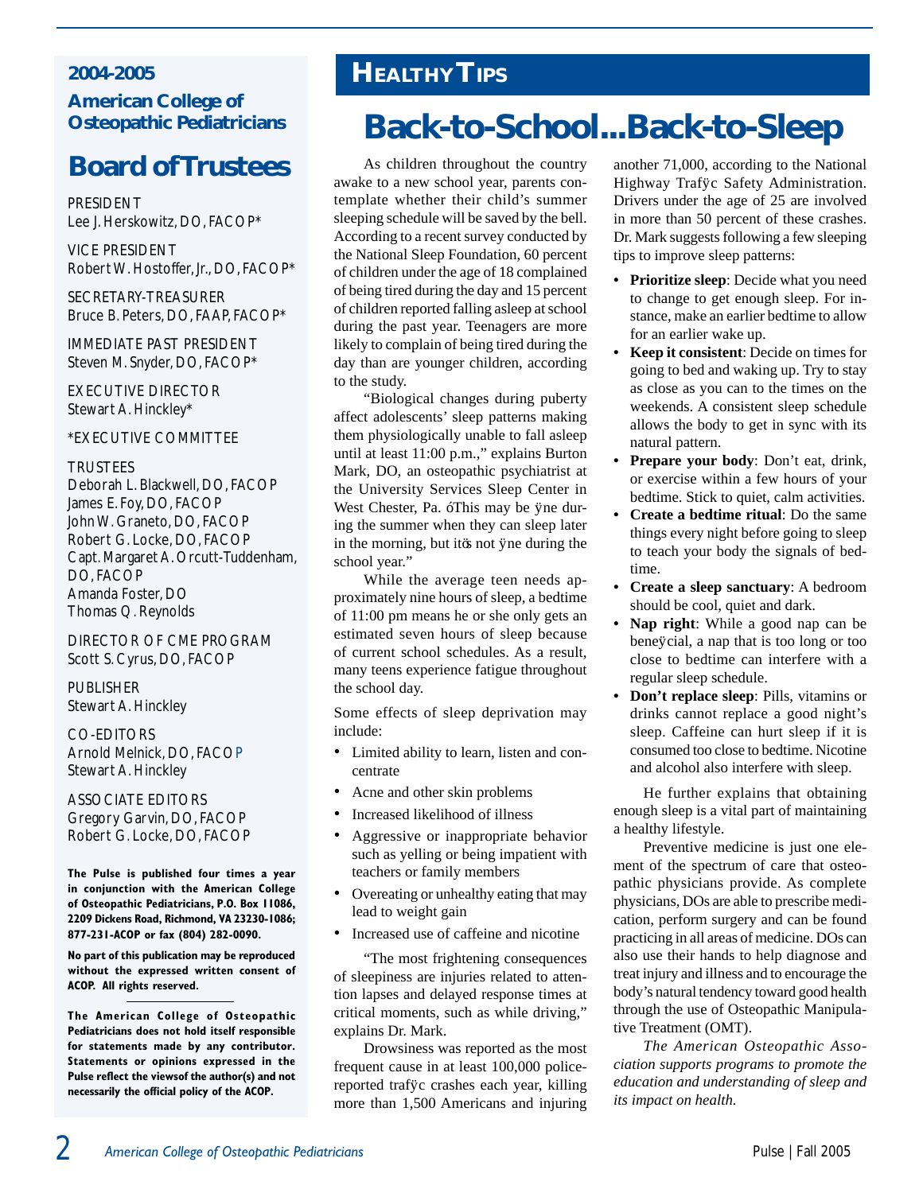## 2004-2005

### American College of Osteopathic Pediatricians

# Board of Trustees

PRESIDENT
Lee J. Herskowitz, DO, FACOP*

VICE PRESIDENT
Robert W. Hostoffer, Jr., DO, FACOP*

SECRETARY-TREASURER
Bruce B. Peters, DO, FAAP, FACOP*

IMMEDIATE PAST PRESIDENT
Steven M. Snyder, DO, FACOP*

EXECUTIVE DIRECTOR
Stewart A. Hinckley*

*EXECUTIVE COMMITTEE

TRUSTEES
Deborah L. Blackwell, DO, FACOP
James E. Foy, DO, FACOP
John W. Graneto, DO, FACOP
Robert G. Locke, DO, FACOP
Capt. Margaret A. Orcutt-Tuddenham, DO, FACOP
Amanda Foster, DO
Thomas Q. Reynolds

DIRECTOR OF CME PROGRAM
Scott S. Cyrus, DO, FACOP

PUBLISHER
Stewart A. Hinckley

CO-EDITORS
Arnold Melnick, DO, FACOP
Stewart A. Hinckley

ASSOCIATE EDITORS
Gregory Garvin, DO, FACOP
Robert G. Locke, DO, FACOP

**The Pulse is published four times a year in conjunction with the American College of Osteopathic Pediatricians, P.O. Box 11086, 2209 Dickens Road, Richmond, VA 23230-1086; 877-231-ACOP or fax (804) 282-0090.**

**No part of this publication may be reproduced without the expressed written consent of ACOP. All rights reserved.**

**The American College of Osteopathic Pediatricians does not hold itself responsible for statements made by any contributor. Statements or opinions expressed in the Pulse reflect the viewsof the author(s) and not necessarily the official policy of the ACOP.**

## HEALTHY TIPS

# Back-to-School...Back-to-Sleep

As children throughout the country awake to a new school year, parents contemplate whether their child's summer sleeping schedule will be saved by the bell. According to a recent survey conducted by the National Sleep Foundation, 60 percent of children under the age of 18 complained of being tired during the day and 15 percent of children reported falling asleep at school during the past year. Teenagers are more likely to complain of being tired during the day than are younger children, according to the study.

"Biological changes during puberty affect adolescents' sleep patterns making them physiologically unable to fall asleep until at least 11:00 p.m.," explains Burton Mark, DO, an osteopathic psychiatrist at the University Services Sleep Center in West Chester, Pa. "This may be fine during the summer when they can sleep later in the morning, but it's not fine during the school year."

While the average teen needs approximately nine hours of sleep, a bedtime of 11:00 pm means he or she only gets an estimated seven hours of sleep because of current school schedules. As a result, many teens experience fatigue throughout the school day.

Some effects of sleep deprivation may include:

- Limited ability to learn, listen and concentrate
- Acne and other skin problems
- Increased likelihood of illness
- Aggressive or inappropriate behavior such as yelling or being impatient with teachers or family members
- Overeating or unhealthy eating that may lead to weight gain
- Increased use of caffeine and nicotine

"The most frightening consequences of sleepiness are injuries related to attention lapses and delayed response times at critical moments, such as while driving," explains Dr. Mark.

Drowsiness was reported as the most frequent cause in at least 100,000 police-reported traffic crashes each year, killing more than 1,500 Americans and injuring another 71,000, according to the National Highway Traffic Safety Administration. Drivers under the age of 25 are involved in more than 50 percent of these crashes. Dr. Mark suggests following a few sleeping tips to improve sleep patterns:

- **Prioritize sleep**: Decide what you need to change to get enough sleep. For instance, make an earlier bedtime to allow for an earlier wake up.
- **Keep it consistent**: Decide on times for going to bed and waking up. Try to stay as close as you can to the times on the weekends. A consistent sleep schedule allows the body to get in sync with its natural pattern.
- **Prepare your body**: Don't eat, drink, or exercise within a few hours of your bedtime. Stick to quiet, calm activities.
- **Create a bedtime ritual**: Do the same things every night before going to sleep to teach your body the signals of bedtime.
- **Create a sleep sanctuary**: A bedroom should be cool, quiet and dark.
- **Nap right**: While a good nap can be beneficial, a nap that is too long or too close to bedtime can interfere with a regular sleep schedule.
- **Don't replace sleep**: Pills, vitamins or drinks cannot replace a good night's sleep. Caffeine can hurt sleep if it is consumed too close to bedtime. Nicotine and alcohol also interfere with sleep.

He further explains that obtaining enough sleep is a vital part of maintaining a healthy lifestyle.

Preventive medicine is just one element of the spectrum of care that osteopathic physicians provide. As complete physicians, DOs are able to prescribe medication, perform surgery and can be found practicing in all areas of medicine. DOs can also use their hands to help diagnose and treat injury and illness and to encourage the body's natural tendency toward good health through the use of Osteopathic Manipulative Treatment (OMT).

*The American Osteopathic Association supports programs to promote the education and understanding of sleep and its impact on health.*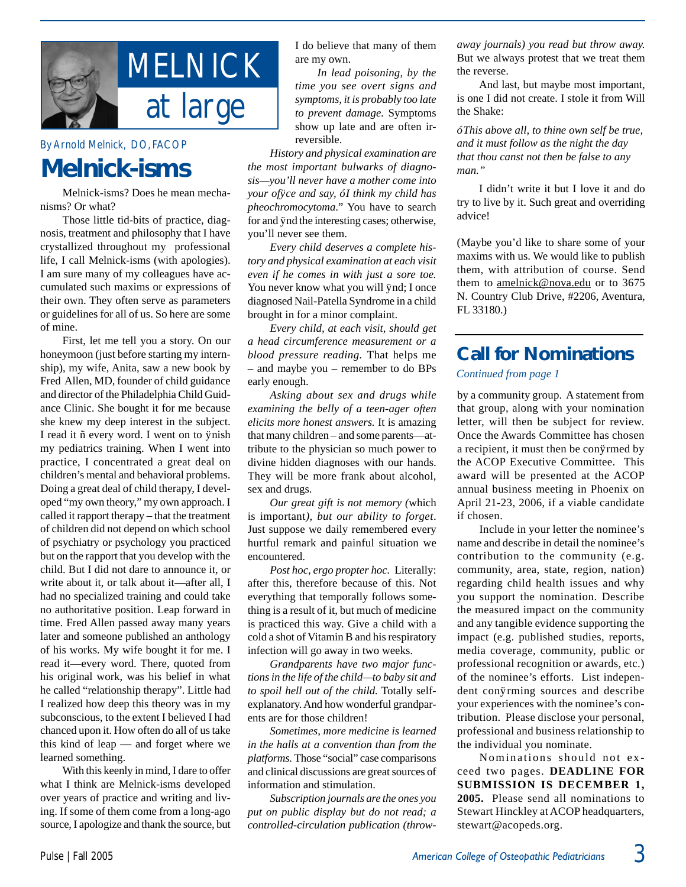# MELNICK at large

By Arnold Melnick, DO, FACOP

## Melnick-isms

Melnick-isms? Does he mean mechanisms? Or what?

Those little tid-bits of practice, diagnosis, treatment and philosophy that I have crystallized throughout my professional life, I call Melnick-isms (with apologies). I am sure many of my colleagues have accumulated such maxims or expressions of their own. They often serve as parameters or guidelines for all of us. So here are some of mine.

First, let me tell you a story. On our honeymoon (just before starting my internship), my wife, Anita, saw a new book by Fred Allen, MD, founder of child guidance and director of the Philadelphia Child Guidance Clinic. She bought it for me because she knew my deep interest in the subject. I read it ñ every word. I went on to ÿnish my pediatrics training. When I went into practice, I concentrated a great deal on children's mental and behavioral problems. Doing a great deal of child therapy, I developed "my own theory," my own approach. I called it rapport therapy – that the treatment of children did not depend on which school of psychiatry or psychology you practiced but on the rapport that you develop with the child. But I did not dare to announce it, or write about it, or talk about it—after all, I had no specialized training and could take no authoritative position. Leap forward in time. Fred Allen passed away many years later and someone published an anthology of his works. My wife bought it for me. I read it—every word. There, quoted from his original work, was his belief in what he called "relationship therapy". Little had I realized how deep this theory was in my subconscious, to the extent I believed I had chanced upon it. How often do all of us take this kind of leap — and forget where we learned something.

With this keenly in mind, I dare to offer what I think are Melnick-isms developed over years of practice and writing and living. If some of them come from a long-ago source, I apologize and thank the source, but I do believe that many of them are my own.

*In lead poisoning, by the time you see overt signs and symptoms, it is probably too late to prevent damage.* Symptoms show up late and are often irreversible.

*History and physical examination are the most important bulwarks of diagnosis—you'll never have a mother come into your ofÿce and say, ó I think my child has pheochromocytoma."* You have to search for and ÿnd the interesting cases; otherwise, you'll never see them.

*Every child deserves a complete history and physical examination at each visit even if he comes in with just a sore toe.* You never know what you will ÿnd; I once diagnosed Nail-Patella Syndrome in a child brought in for a minor complaint.

*Every child, at each visit, should get a head circumference measurement or a blood pressure reading.* That helps me – and maybe you – remember to do BPs early enough.

*Asking about sex and drugs while examining the belly of a teen-ager often elicits more honest answers.* It is amazing that many children – and some parents—attribute to the physician so much power to divine hidden diagnoses with our hands. They will be more frank about alcohol, sex and drugs.

*Our great gift is not memory (*which is important*), but our ability to forget.* Just suppose we daily remembered every hurtful remark and painful situation we encountered.

*Post hoc, ergo propter hoc.* Literally: after this, therefore because of this. Not everything that temporally follows something is a result of it, but much of medicine is practiced this way. Give a child with a cold a shot of Vitamin B and his respiratory infection will go away in two weeks.

*Grandparents have two major functions in the life of the child—to baby sit and to spoil hell out of the child.* Totally self-explanatory. And how wonderful grandparents are for those children!

*Sometimes, more medicine is learned in the halls at a convention than from the platforms.* Those "social" case comparisons and clinical discussions are great sources of information and stimulation.

*Subscription journals are the ones you put on public display but do not read; a controlled-circulation publication (throw-away journals) you read but throw away.* But we always protest that we treat them the reverse.

And last, but maybe most important, is one I did not create. I stole it from Will the Shake:

*óThis above all, to thine own self be true, and it must follow as the night the day that thou canst not then be false to any man."*

I didn't write it but I love it and do try to live by it. Such great and overriding advice!

(Maybe you'd like to share some of your maxims with us. We would like to publish them, with attribution of course. Send them to amelnick@nova.edu or to 3675 N. Country Club Drive, #2206, Aventura, FL 33180.)

## Call for Nominations

*Continued from page 1*

by a community group. A statement from that group, along with your nomination letter, will then be subject for review. Once the Awards Committee has chosen a recipient, it must then be conÿrmed by the ACOP Executive Committee. This award will be presented at the ACOP annual business meeting in Phoenix on April 21-23, 2006, if a viable candidate if chosen.

Include in your letter the nominee's name and describe in detail the nominee's contribution to the community (e.g. community, area, state, region, nation) regarding child health issues and why you support the nomination. Describe the measured impact on the community and any tangible evidence supporting the impact (e.g. published studies, reports, media coverage, community, public or professional recognition or awards, etc.) of the nominee's efforts. List independent conÿrming sources and describe your experiences with the nominee's contribution. Please disclose your personal, professional and business relationship to the individual you nominate.

Nominations should not exceed two pages. **DEADLINE FOR SUBMISSION IS DECEMBER 1, 2005.** Please send all nominations to Stewart Hinckley at ACOP headquarters, stewart@acopeds.org.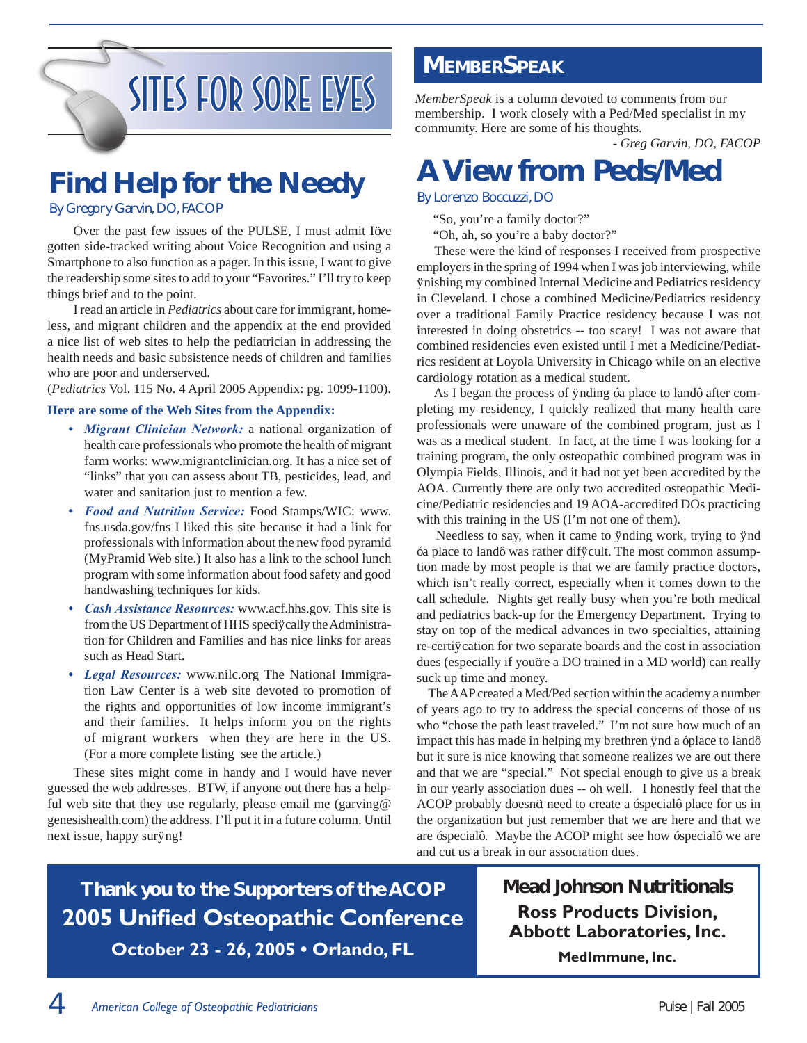# SITES FOR SORE EYES

## Find Help for the Needy

By Gregory Garvin, DO, FACOP

Over the past few issues of the PULSE, I must admit Iõve gotten side-tracked writing about Voice Recognition and using a Smartphone to also function as a pager. In this issue, I want to give the readership some sites to add to your "Favorites." I'll try to keep things brief and to the point.

I read an article in *Pediatrics* about care for immigrant, homeless, and migrant children and the appendix at the end provided a nice list of web sites to help the pediatrician in addressing the health needs and basic subsistence needs of children and families who are poor and underserved.
(*Pediatrics* Vol. 115 No. 4 April 2005 Appendix: pg. 1099-1100).

**Here are some of the Web Sites from the Appendix:**

- ***Migrant Clinician Network:*** a national organization of health care professionals who promote the health of migrant farm works: www.migrantclinician.org. It has a nice set of "links" that you can assess about TB, pesticides, lead, and water and sanitation just to mention a few.
- ***Food and Nutrition Service:*** Food Stamps/WIC: www.fns.usda.gov/fns I liked this site because it had a link for professionals with information about the new food pyramid (MyPramid Web site.) It also has a link to the school lunch program with some information about food safety and good handwashing techniques for kids.
- ***Cash Assistance Resources:*** www.acf.hhs.gov. This site is from the US Department of HHS speciÿcally the Administration for Children and Families and has nice links for areas such as Head Start.
- ***Legal Resources:*** www.nilc.org The National Immigration Law Center is a web site devoted to promotion of the rights and opportunities of low income immigrant's and their families. It helps inform you on the rights of migrant workers when they are here in the US. (For a more complete listing see the article.)

These sites might come in handy and I would have never guessed the web addresses. BTW, if anyone out there has a helpful web site that they use regularly, please email me (garving@genesishealth.com) the address. I'll put it in a future column. Until next issue, happy surÿng!

## MEMBERSPEAK

*MemberSpeak* is a column devoted to comments from our membership. I work closely with a Ped/Med specialist in my community. Here are some of his thoughts.

*- Greg Garvin, DO, FACOP*

## A View from Peds/Med

By Lorenzo Boccuzzi, DO

"So, you're a family doctor?"

"Oh, ah, so you're a baby doctor?"

These were the kind of responses I received from prospective employers in the spring of 1994 when I was job interviewing, while ÿnishing my combined Internal Medicine and Pediatrics residency in Cleveland. I chose a combined Medicine/Pediatrics residency over a traditional Family Practice residency because I was not interested in doing obstetrics -- too scary! I was not aware that combined residencies even existed until I met a Medicine/Pediatrics resident at Loyola University in Chicago while on an elective cardiology rotation as a medical student.

As I began the process of ÿnding óa place to landô after completing my residency, I quickly realized that many health care professionals were unaware of the combined program, just as I was as a medical student. In fact, at the time I was looking for a training program, the only osteopathic combined program was in Olympia Fields, Illinois, and it had not yet been accredited by the AOA. Currently there are only two accredited osteopathic Medicine/Pediatric residencies and 19 AOA-accredited DOs practicing with this training in the US (I'm not one of them).

Needless to say, when it came to ÿnding work, trying to ÿnd óa place to landô was rather difÿcult. The most common assumption made by most people is that we are family practice doctors, which isn't really correct, especially when it comes down to the call schedule. Nights get really busy when you're both medical and pediatrics back-up for the Emergency Department. Trying to stay on top of the medical advances in two specialties, attaining re-certiÿcation for two separate boards and the cost in association dues (especially if youõre a DO trained in a MD world) can really suck up time and money.

The AAP created a Med/Ped section within the academy a number of years ago to try to address the special concerns of those of us who "chose the path least traveled." I'm not sure how much of an impact this has made in helping my brethren ÿnd a óplace to landô but it sure is nice knowing that someone realizes we are out there and that we are "special." Not special enough to give us a break in our yearly association dues -- oh well. I honestly feel that the ACOP probably doesnõt need to create a óspecialô place for us in the organization but just remember that we are here and that we are óspecialô. Maybe the ACOP might see how óspecialô we are and cut us a break in our association dues.

**Thank you to the Supporters of the ACOP**
**2005 Unified Osteopathic Conference**
**October 23 - 26, 2005 • Orlando, FL**

**Mead Johnson Nutritionals**
**Ross Products Division, Abbott Laboratories, Inc.**
**MedImmune, Inc.**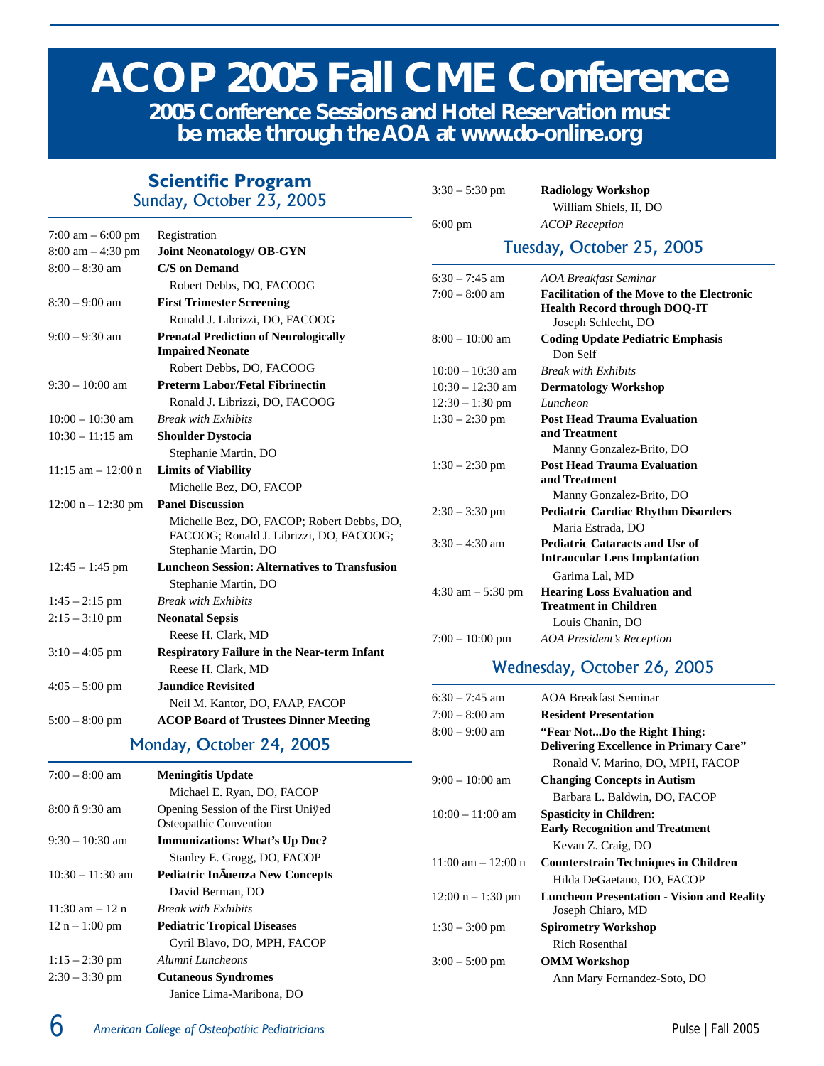# ACOP 2005 Fall CME Conference

**2005 Conference Sessions and Hotel Reservation must be made through the AOA at www.do-online.org**

## Scientific Program

### Sunday, October 23, 2005

| | |
|---|---|
| 7:00 am – 6:00 pm | Registration |
| 8:00 am – 4:30 pm | **Joint Neonatology/ OB-GYN** |
| 8:00 – 8:30 am | **C/S on Demand**<br>Robert Debbs, DO, FACOOG |
| 8:30 – 9:00 am | **First Trimester Screening**<br>Ronald J. Librizzi, DO, FACOOG |
| 9:00 – 9:30 am | **Prenatal Prediction of Neurologically Impaired Neonate**<br>Robert Debbs, DO, FACOOG |
| 9:30 – 10:00 am | **Preterm Labor/Fetal Fibrinectin**<br>Ronald J. Librizzi, DO, FACOOG |
| 10:00 – 10:30 am | *Break with Exhibits* |
| 10:30 – 11:15 am | **Shoulder Dystocia**<br>Stephanie Martin, DO |
| 11:15 am – 12:00 n | **Limits of Viability**<br>Michelle Bez, DO, FACOP |
| 12:00 n – 12:30 pm | **Panel Discussion**<br>Michelle Bez, DO, FACOP; Robert Debbs, DO, FACOOG; Ronald J. Librizzi, DO, FACOOG; Stephanie Martin, DO |
| 12:45 – 1:45 pm | **Luncheon Session: Alternatives to Transfusion**<br>Stephanie Martin, DO |
| 1:45 – 2:15 pm | *Break with Exhibits* |
| 2:15 – 3:10 pm | **Neonatal Sepsis**<br>Reese H. Clark, MD |
| 3:10 – 4:05 pm | **Respiratory Failure in the Near-term Infant**<br>Reese H. Clark, MD |
| 4:05 – 5:00 pm | **Jaundice Revisited**<br>Neil M. Kantor, DO, FAAP, FACOP |
| 5:00 – 8:00 pm | **ACOP Board of Trustees Dinner Meeting** |

### Monday, October 24, 2005

| | |
|---|---|
| 7:00 – 8:00 am | **Meningitis Update**<br>Michael E. Ryan, DO, FACOP |
| 8:00 ñ 9:30 am | Opening Session of the First Uniÿed Osteopathic Convention |
| 9:30 – 10:30 am | **Immunizations: What's Up Doc?**<br>Stanley E. Grogg, DO, FACOP |
| 10:30 – 11:30 am | **Pediatric InÃuenza New Concepts**<br>David Berman, DO |
| 11:30 am – 12 n | *Break with Exhibits* |
| 12 n – 1:00 pm | **Pediatric Tropical Diseases**<br>Cyril Blavo, DO, MPH, FACOP |
| 1:15 – 2:30 pm | *Alumni Luncheons* |
| 2:30 – 3:30 pm | **Cutaneous Syndromes**<br>Janice Lima-Maribona, DO |
| 3:30 – 5:30 pm | **Radiology Workshop**<br>William Shiels, II, DO |
| 6:00 pm | *ACOP Reception* |

### Tuesday, October 25, 2005

| | |
|---|---|
| 6:30 – 7:45 am | *AOA Breakfast Seminar* |
| 7:00 – 8:00 am | **Facilitation of the Move to the Electronic Health Record through DOQ-IT**<br>Joseph Schlecht, DO |
| 8:00 – 10:00 am | **Coding Update Pediatric Emphasis**<br>Don Self |
| 10:00 – 10:30 am | *Break with Exhibits* |
| 10:30 – 12:30 am | **Dermatology Workshop** |
| 12:30 – 1:30 pm | *Luncheon* |
| 1:30 – 2:30 pm | **Post Head Trauma Evaluation and Treatment**<br>Manny Gonzalez-Brito, DO |
| 1:30 – 2:30 pm | **Post Head Trauma Evaluation and Treatment**<br>Manny Gonzalez-Brito, DO |
| 2:30 – 3:30 pm | **Pediatric Cardiac Rhythm Disorders**<br>Maria Estrada, DO |
| 3:30 – 4:30 am | **Pediatric Cataracts and Use of Intraocular Lens Implantation**<br>Garima Lal, MD |
| 4:30 am – 5:30 pm | **Hearing Loss Evaluation and Treatment in Children**<br>Louis Chanin, DO |
| 7:00 – 10:00 pm | *AOA President's Reception* |

### Wednesday, October 26, 2005

| | |
|---|---|
| 6:30 – 7:45 am | AOA Breakfast Seminar |
| 7:00 – 8:00 am | **Resident Presentation** |
| 8:00 – 9:00 am | **"Fear Not...Do the Right Thing: Delivering Excellence in Primary Care"**<br>Ronald V. Marino, DO, MPH, FACOP |
| 9:00 – 10:00 am | **Changing Concepts in Autism**<br>Barbara L. Baldwin, DO, FACOP |
| 10:00 – 11:00 am | **Spasticity in Children: Early Recognition and Treatment**<br>Kevan Z. Craig, DO |
| 11:00 am – 12:00 n | **Counterstrain Techniques in Children**<br>Hilda DeGaetano, DO, FACOP |
| 12:00 n – 1:30 pm | **Luncheon Presentation - Vision and Reality**<br>Joseph Chiaro, MD |
| 1:30 – 3:00 pm | **Spirometry Workshop**<br>Rich Rosenthal |
| 3:00 – 5:00 pm | **OMM Workshop**<br>Ann Mary Fernandez-Soto, DO |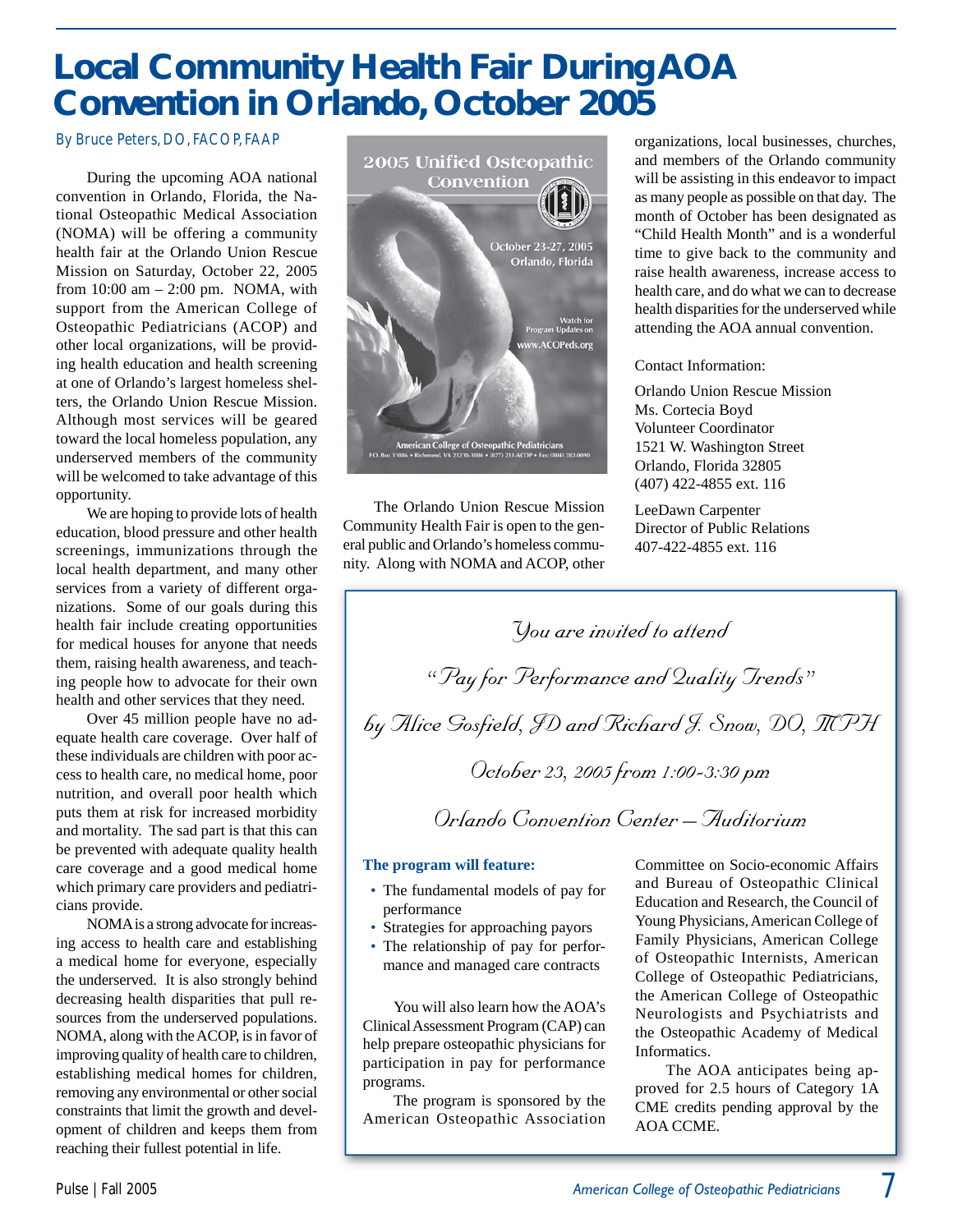# Local Community Health Fair During AOA Convention in Orlando, October 2005

*By Bruce Peters, DO, FACOP, FAAP*

During the upcoming AOA national convention in Orlando, Florida, the National Osteopathic Medical Association (NOMA) will be offering a community health fair at the Orlando Union Rescue Mission on Saturday, October 22, 2005 from 10:00 am – 2:00 pm. NOMA, with support from the American College of Osteopathic Pediatricians (ACOP) and other local organizations, will be providing health education and health screening at one of Orlando's largest homeless shelters, the Orlando Union Rescue Mission. Although most services will be geared toward the local homeless population, any underserved members of the community will be welcomed to take advantage of this opportunity.

We are hoping to provide lots of health education, blood pressure and other health screenings, immunizations through the local health department, and many other services from a variety of different organizations. Some of our goals during this health fair include creating opportunities for medical houses for anyone that needs them, raising health awareness, and teaching people how to advocate for their own health and other services that they need.

Over 45 million people have no adequate health care coverage. Over half of these individuals are children with poor access to health care, no medical home, poor nutrition, and overall poor health which puts them at risk for increased morbidity and mortality. The sad part is that this can be prevented with adequate quality health care coverage and a good medical home which primary care providers and pediatricians provide.

NOMA is a strong advocate for increasing access to health care and establishing a medical home for everyone, especially the underserved. It is also strongly behind decreasing health disparities that pull resources from the underserved populations. NOMA, along with the ACOP, is in favor of improving quality of health care to children, establishing medical homes for children, removing any environmental or other social constraints that limit the growth and development of children and keeps them from reaching their fullest potential in life.

2005 Unified Osteopathic Convention

October 23-27, 2005
Orlando, Florida

Watch for Program Updates on www.ACOPeds.org

American College of Osteopathic Pediatricians
P.O. Box 11086 • Richmond, VA 23230-1086 • (877) 231-ACOP • Fax: (804) 282-0090

The Orlando Union Rescue Mission Community Health Fair is open to the general public and Orlando's homeless community. Along with NOMA and ACOP, other organizations, local businesses, churches, and members of the Orlando community will be assisting in this endeavor to impact as many people as possible on that day. The month of October has been designated as "Child Health Month" and is a wonderful time to give back to the community and raise health awareness, increase access to health care, and do what we can to decrease health disparities for the underserved while attending the AOA annual convention.

Contact Information:

Orlando Union Rescue Mission
Ms. Cortecia Boyd
Volunteer Coordinator
1521 W. Washington Street
Orlando, Florida 32805
(407) 422-4855 ext. 116

LeeDawn Carpenter
Director of Public Relations
407-422-4855 ext. 116

---

*You are invited to attend*

*"Pay for Performance and Quality Trends"*

*by Alice Gosfield, JD and Richard J. Snow, DO, MPH*

*October 23, 2005 from 1:00-3:30 pm*

*Orlando Convention Center – Auditorium*

**The program will feature:**

- The fundamental models of pay for performance
- Strategies for approaching payors
- The relationship of pay for performance and managed care contracts

You will also learn how the AOA's Clinical Assessment Program (CAP) can help prepare osteopathic physicians for participation in pay for performance programs.

The program is sponsored by the American Osteopathic Association Committee on Socio-economic Affairs and Bureau of Osteopathic Clinical Education and Research, the Council of Young Physicians, American College of Family Physicians, American College of Osteopathic Internists, American College of Osteopathic Pediatricians, the American College of Osteopathic Neurologists and Psychiatrists and the Osteopathic Academy of Medical Informatics.

The AOA anticipates being approved for 2.5 hours of Category 1A CME credits pending approval by the AOA CCME.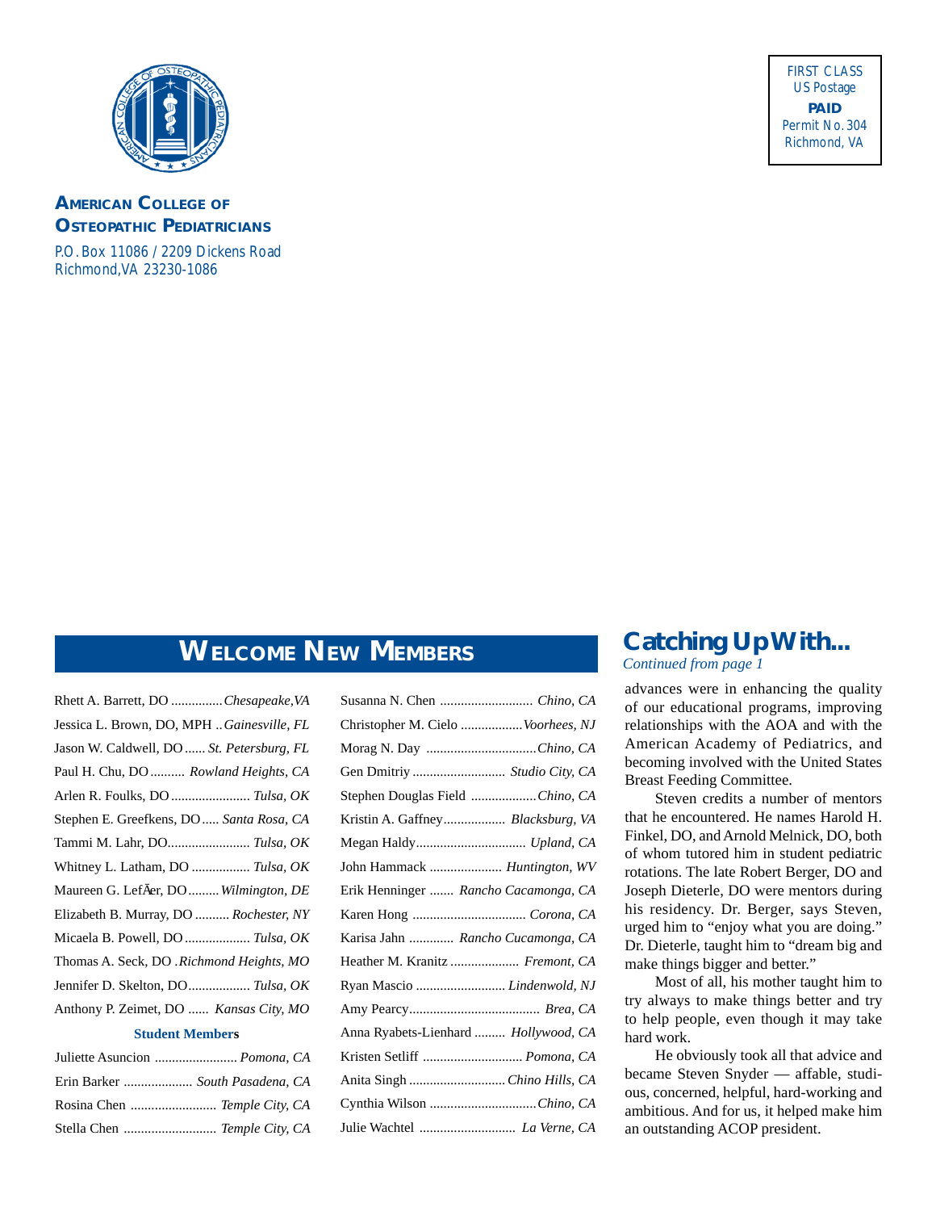**AMERICAN COLLEGE OF OSTEOPATHIC PEDIATRICIANS**

P.O. Box 11086 / 2209 Dickens Road
Richmond,VA 23230-1086

FIRST CLASS
US Postage
**PAID**
Permit No. 304
Richmond, VA

## WELCOME NEW MEMBERS

Rhett A. Barrett, DO ............... *Chesapeake,VA*
Jessica L. Brown, DO, MPH .. *Gainesville, FL*
Jason W. Caldwell, DO ...... *St. Petersburg, FL*
Paul H. Chu, DO .......... *Rowland Heights, CA*
Arlen R. Foulks, DO ....................... *Tulsa, OK*
Stephen E. Greefkens, DO ..... *Santa Rosa, CA*
Tammi M. Lahr, DO........................ *Tulsa, OK*
Whitney L. Latham, DO ................. *Tulsa, OK*
Maureen G. LefÃer, DO ......... *Wilmington, DE*
Elizabeth B. Murray, DO .......... *Rochester, NY*
Micaela B. Powell, DO ................... *Tulsa, OK*
Thomas A. Seck, DO . *Richmond Heights, MO*
Jennifer D. Skelton, DO.................. *Tulsa, OK*
Anthony P. Zeimet, DO ...... *Kansas City, MO*

**Student Members**

Juliette Asuncion ........................ *Pomona, CA*
Erin Barker .................... *South Pasadena, CA*
Rosina Chen ......................... *Temple City, CA*
Stella Chen ........................... *Temple City, CA*
Susanna N. Chen ........................... *Chino, CA*
Christopher M. Cielo .................. *Voorhees, NJ*
Morag N. Day ................................ *Chino, CA*
Gen Dmitriy ........................... *Studio City, CA*
Stephen Douglas Field ................... *Chino, CA*
Kristin A. Gaffney.................. *Blacksburg, VA*
Megan Haldy................................ *Upland, CA*
John Hammack ..................... *Huntington, WV*
Erik Henninger ....... *Rancho Cacamonga, CA*
Karen Hong ................................. *Corona, CA*
Karisa Jahn ............. *Rancho Cucamonga, CA*
Heather M. Kranitz .................... *Fremont, CA*
Ryan Mascio .......................... *Lindenwold, NJ*
Amy Pearcy...................................... *Brea, CA*
Anna Ryabets-Lienhard ......... *Hollywood, CA*
Kristen Setliff ............................. *Pomona, CA*
Anita Singh ............................ *Chino Hills, CA*
Cynthia Wilson ............................... *Chino, CA*
Julie Wachtel ............................ *La Verne, CA*

## Catching Up With...

*Continued from page 1*

advances were in enhancing the quality of our educational programs, improving relationships with the AOA and with the American Academy of Pediatrics, and becoming involved with the United States Breast Feeding Committee.

Steven credits a number of mentors that he encountered. He names Harold H. Finkel, DO, and Arnold Melnick, DO, both of whom tutored him in student pediatric rotations. The late Robert Berger, DO and Joseph Dieterle, DO were mentors during his residency. Dr. Berger, says Steven, urged him to “enjoy what you are doing.” Dr. Dieterle, taught him to “dream big and make things bigger and better.”

Most of all, his mother taught him to try always to make things better and try to help people, even though it may take hard work.

He obviously took all that advice and became Steven Snyder — affable, studious, concerned, helpful, hard-working and ambitious. And for us, it helped make him an outstanding ACOP president.